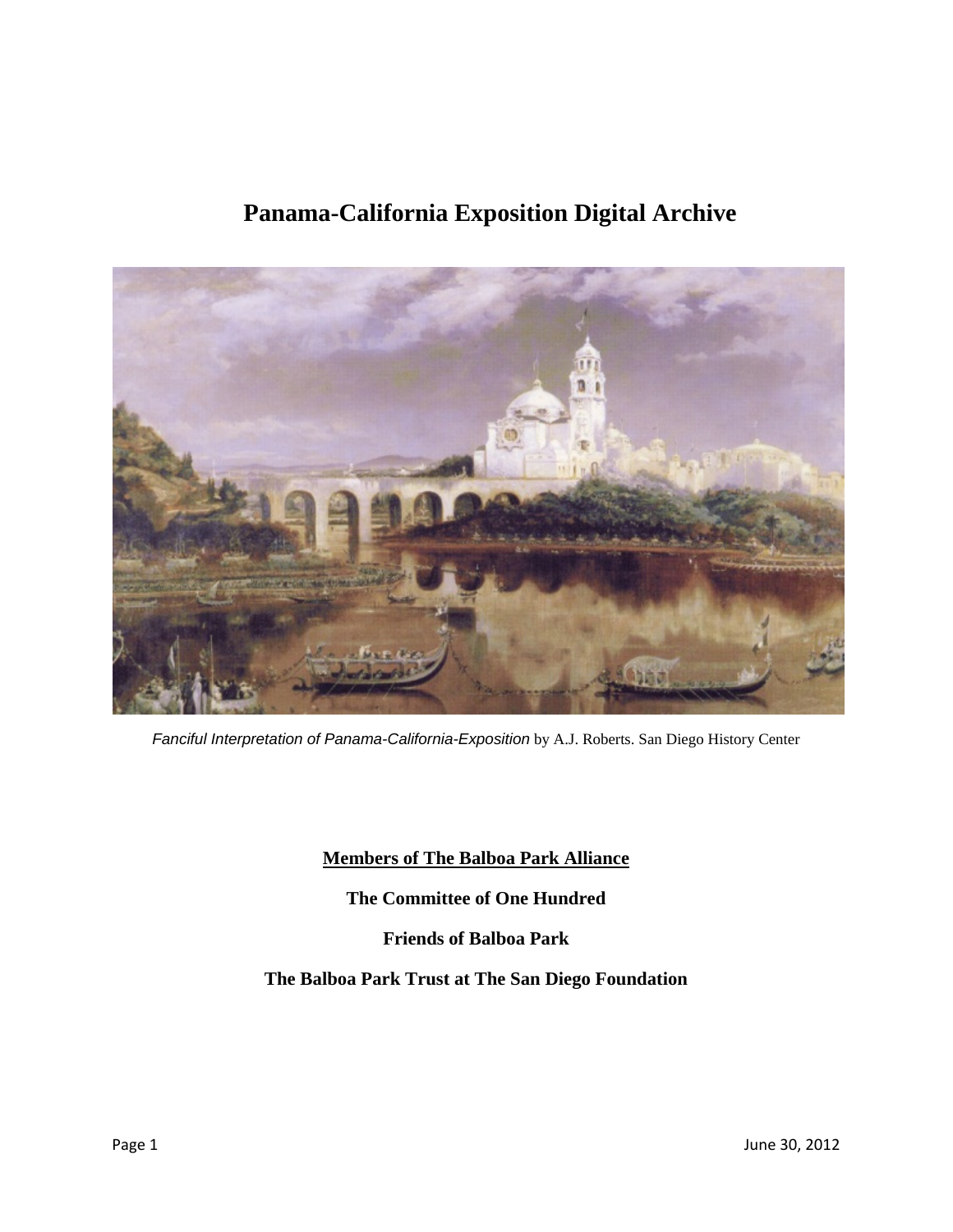# Panama-California Exposition Digital Archive

*Fanciful Interpretation of Panama-California-Exposition* by A.J. Roberts. San Diego History Center

**Members of The Balboa Park Alliance**

**The Committee of One Hundred**

**Friends of Balboa Park**

**The Balboa Park Trust at The San Diego Foundation**

June 30, 2012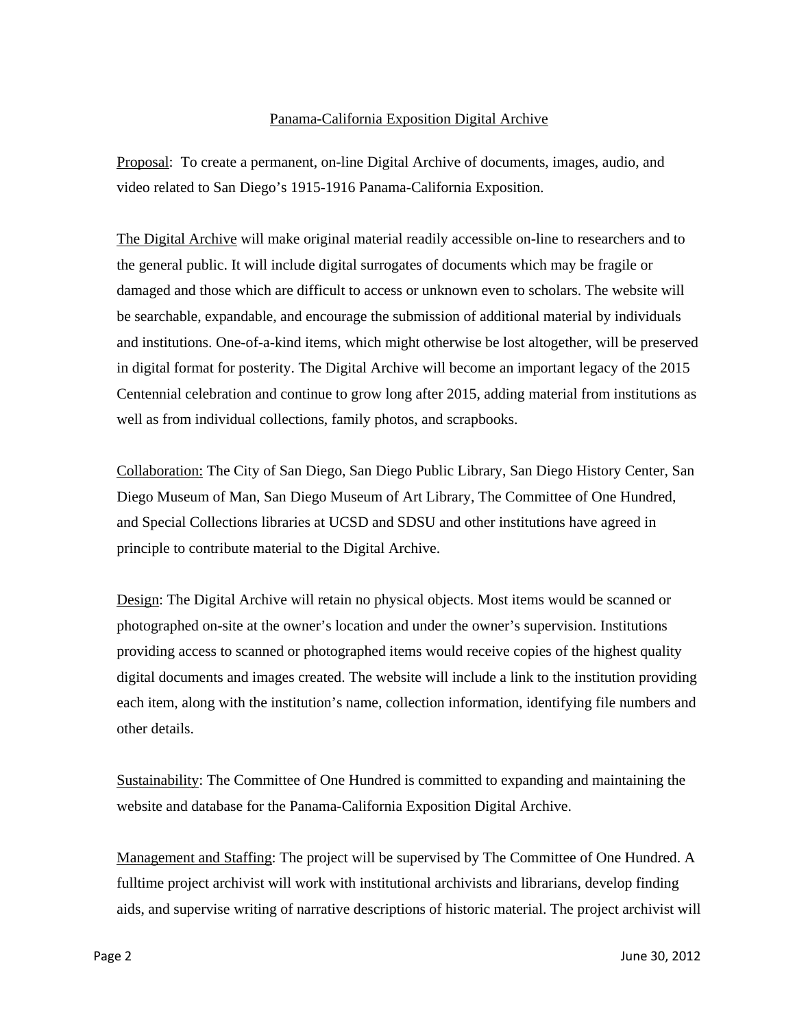Panama-California Exposition Digital Archive

Proposal: To create a permanent, on-line Digital Archive of documents, images, audio, and video related to San Diego's 1915-1916 Panama-California Exposition.

The Digital Archive will make original material readily accessible on-line to researchers and to the general public. It will include digital surrogates of documents which may be fragile or damaged and those which are difficult to access or unknown even to scholars. The website will be searchable, expandable, and encourage the submission of additional material by individuals and institutions. One-of-a-kind items, which might otherwise be lost altogether, will be preserved in digital format for posterity. The Digital Archive will become an important legacy of the 2015 Centennial celebration and continue to grow long after 2015, adding material from institutions as well as from individual collections, family photos, and scrapbooks.

Collaboration: The City of San Diego, San Diego Public Library, San Diego History Center, San Diego Museum of Man, San Diego Museum of Art Library, The Committee of One Hundred, and Special Collections libraries at UCSD and SDSU and other institutions have agreed in principle to contribute material to the Digital Archive.

Design: The Digital Archive will retain no physical objects. Most items would be scanned or photographed on-site at the owner's location and under the owner's supervision. Institutions providing access to scanned or photographed items would receive copies of the highest quality digital documents and images created. The website will include a link to the institution providing each item, along with the institution's name, collection information, identifying file numbers and other details.

Sustainability: The Committee of One Hundred is committed to expanding and maintaining the website and database for the Panama-California Exposition Digital Archive.

Management and Staffing: The project will be supervised by The Committee of One Hundred. A fulltime project archivist will work with institutional archivists and librarians, develop finding aids, and supervise writing of narrative descriptions of historic material. The project archivist will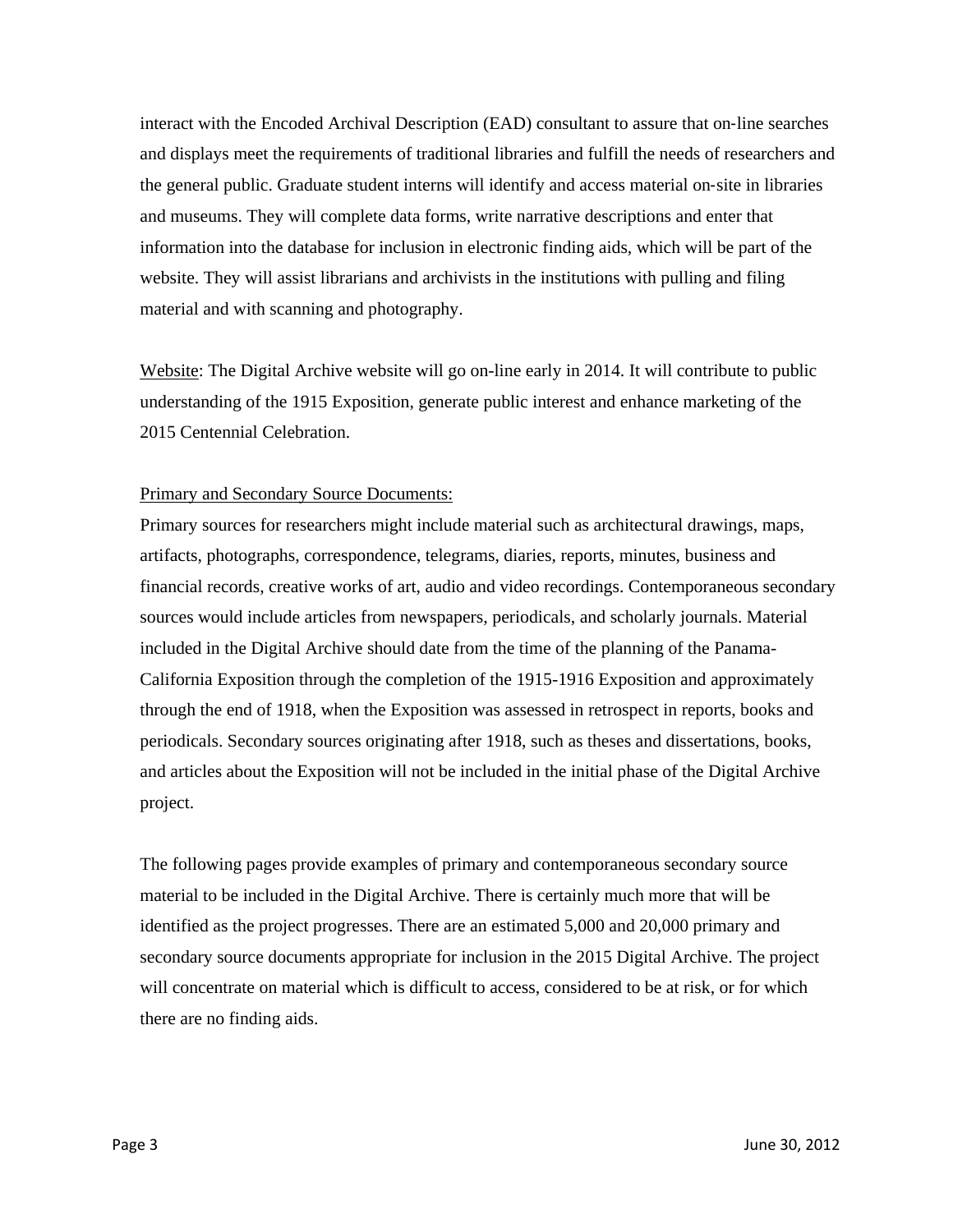interact with the Encoded Archival Description (EAD) consultant to assure that on-line searches and displays meet the requirements of traditional libraries and fulfill the needs of researchers and the general public. Graduate student interns will identify and access material on-site in libraries and museums. They will complete data forms, write narrative descriptions and enter that information into the database for inclusion in electronic finding aids, which will be part of the website. They will assist librarians and archivists in the institutions with pulling and filing material and with scanning and photography.

Website: The Digital Archive website will go on-line early in 2014. It will contribute to public understanding of the 1915 Exposition, generate public interest and enhance marketing of the 2015 Centennial Celebration.

Primary and Secondary Source Documents:
Primary sources for researchers might include material such as architectural drawings, maps, artifacts, photographs, correspondence, telegrams, diaries, reports, minutes, business and financial records, creative works of art, audio and video recordings. Contemporaneous secondary sources would include articles from newspapers, periodicals, and scholarly journals. Material included in the Digital Archive should date from the time of the planning of the Panama-California Exposition through the completion of the 1915-1916 Exposition and approximately through the end of 1918, when the Exposition was assessed in retrospect in reports, books and periodicals. Secondary sources originating after 1918, such as theses and dissertations, books, and articles about the Exposition will not be included in the initial phase of the Digital Archive project.

The following pages provide examples of primary and contemporaneous secondary source material to be included in the Digital Archive. There is certainly much more that will be identified as the project progresses. There are an estimated 5,000 and 20,000 primary and secondary source documents appropriate for inclusion in the 2015 Digital Archive. The project will concentrate on material which is difficult to access, considered to be at risk, or for which there are no finding aids.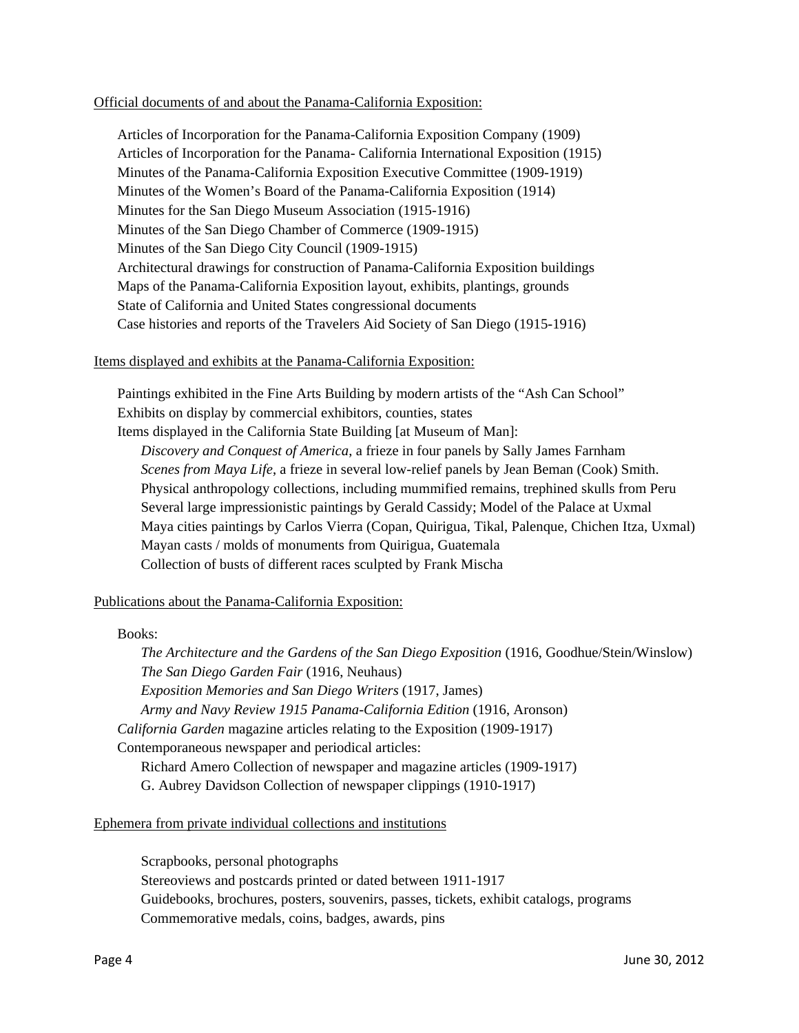Official documents of and about the Panama-California Exposition:

- Articles of Incorporation for the Panama-California Exposition Company (1909)
- Articles of Incorporation for the Panama- California International Exposition (1915)
- Minutes of the Panama-California Exposition Executive Committee (1909-1919)
- Minutes of the Women's Board of the Panama-California Exposition (1914)
- Minutes for the San Diego Museum Association (1915-1916)
- Minutes of the San Diego Chamber of Commerce (1909-1915)
- Minutes of the San Diego City Council (1909-1915)
- Architectural drawings for construction of Panama-California Exposition buildings
- Maps of the Panama-California Exposition layout, exhibits, plantings, grounds
- State of California and United States congressional documents
- Case histories and reports of the Travelers Aid Society of San Diego (1915-1916)

Items displayed and exhibits at the Panama-California Exposition:

- Paintings exhibited in the Fine Arts Building by modern artists of the "Ash Can School"
- Exhibits on display by commercial exhibitors, counties, states
- Items displayed in the California State Building [at Museum of Man]:
  - *Discovery and Conquest of America*, a frieze in four panels by Sally James Farnham
  - *Scenes from Maya Life*, a frieze in several low-relief panels by Jean Beman (Cook) Smith.
  - Physical anthropology collections, including mummified remains, trephined skulls from Peru
  - Several large impressionistic paintings by Gerald Cassidy; Model of the Palace at Uxmal
  - Maya cities paintings by Carlos Vierra (Copan, Quirigua, Tikal, Palenque, Chichen Itza, Uxmal)
  - Mayan casts / molds of monuments from Quirigua, Guatemala
  - Collection of busts of different races sculpted by Frank Mischa

Publications about the Panama-California Exposition:

- Books:
  - *The Architecture and the Gardens of the San Diego Exposition* (1916, Goodhue/Stein/Winslow)
  - *The San Diego Garden Fair* (1916, Neuhaus)
  - *Exposition Memories and San Diego Writers* (1917, James)
  - *Army and Navy Review 1915 Panama-California Edition* (1916, Aronson)
- *California Garden* magazine articles relating to the Exposition (1909-1917)
- Contemporaneous newspaper and periodical articles:
  - Richard Amero Collection of newspaper and magazine articles (1909-1917)
  - G. Aubrey Davidson Collection of newspaper clippings (1910-1917)

Ephemera from private individual collections and institutions

- Scrapbooks, personal photographs
- Stereoviews and postcards printed or dated between 1911-1917
- Guidebooks, brochures, posters, souvenirs, passes, tickets, exhibit catalogs, programs
- Commemorative medals, coins, badges, awards, pins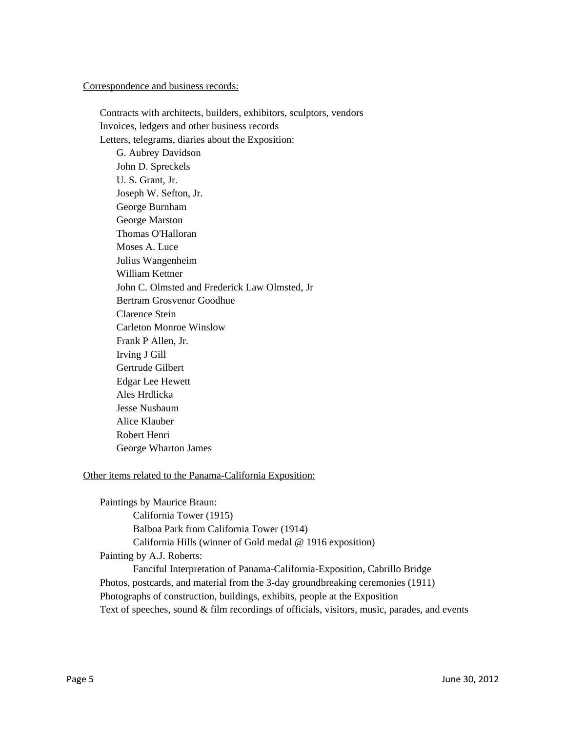<u>Correspondence and business records:</u>

- Contracts with architects, builders, exhibitors, sculptors, vendors
- Invoices, ledgers and other business records
- Letters, telegrams, diaries about the Exposition:
  - G. Aubrey Davidson
  - John D. Spreckels
  - U. S. Grant, Jr.
  - Joseph W. Sefton, Jr.
  - George Burnham
  - George Marston
  - Thomas O'Halloran
  - Moses A. Luce
  - Julius Wangenheim
  - William Kettner
  - John C. Olmsted and Frederick Law Olmsted, Jr
  - Bertram Grosvenor Goodhue
  - Clarence Stein
  - Carleton Monroe Winslow
  - Frank P Allen, Jr.
  - Irving J Gill
  - Gertrude Gilbert
  - Edgar Lee Hewett
  - Ales Hrdlicka
  - Jesse Nusbaum
  - Alice Klauber
  - Robert Henri
  - George Wharton James

<u>Other items related to the Panama-California Exposition:</u>

- Paintings by Maurice Braun:
  - California Tower (1915)
  - Balboa Park from California Tower (1914)
  - California Hills (winner of Gold medal @ 1916 exposition)
- Painting by A.J. Roberts:
  - Fanciful Interpretation of Panama-California-Exposition, Cabrillo Bridge
- Photos, postcards, and material from the 3-day groundbreaking ceremonies (1911)
- Photographs of construction, buildings, exhibits, people at the Exposition
- Text of speeches, sound & film recordings of officials, visitors, music, parades, and events